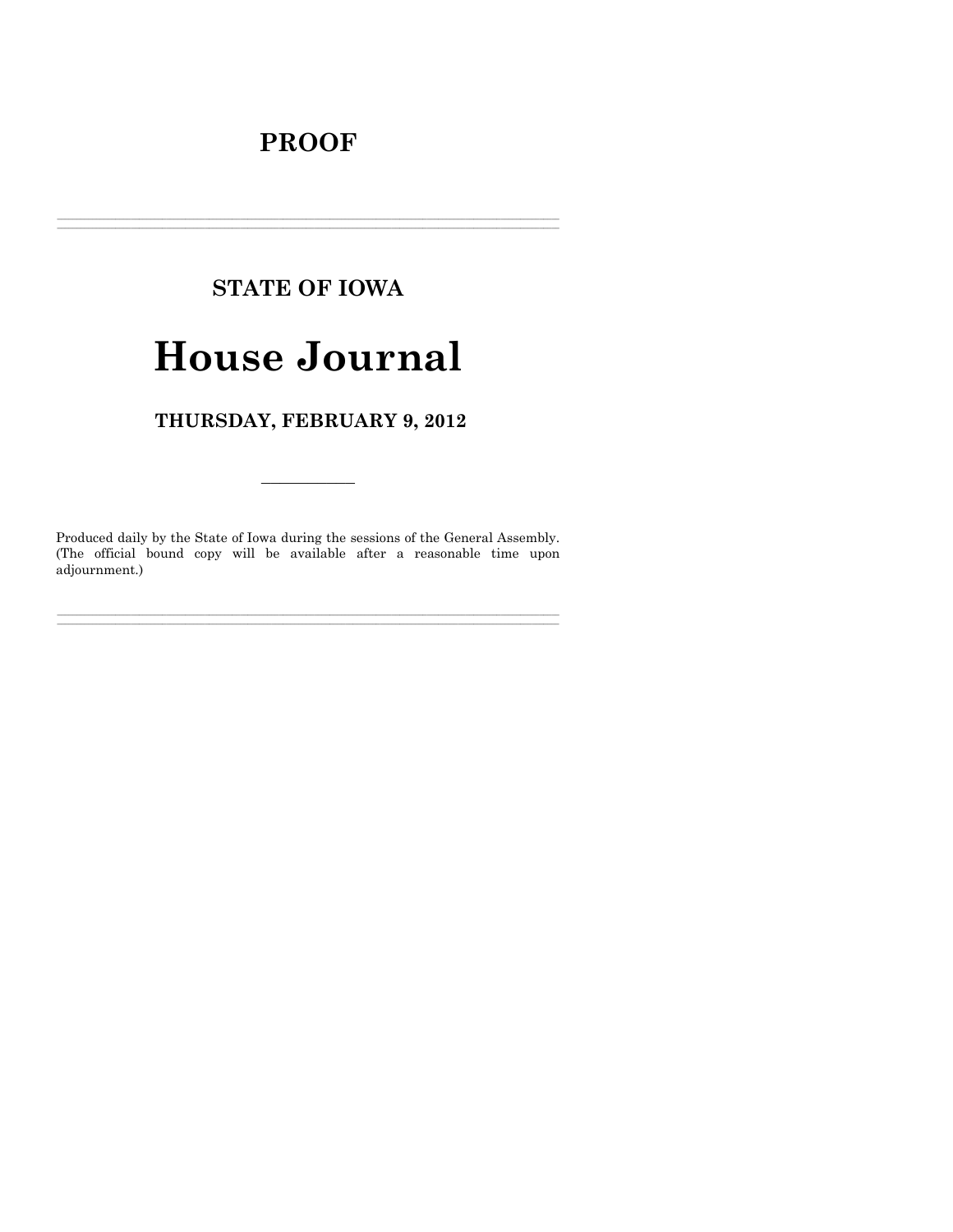# PROOF

---

## STATE OF IOWA

# House Journal

## THURSDAY, FEBRUARY 9, 2012

---

Produced daily by the State of Iowa during the sessions of the General Assembly. (The official bound copy will be available after a reasonable time upon adjournment.)

---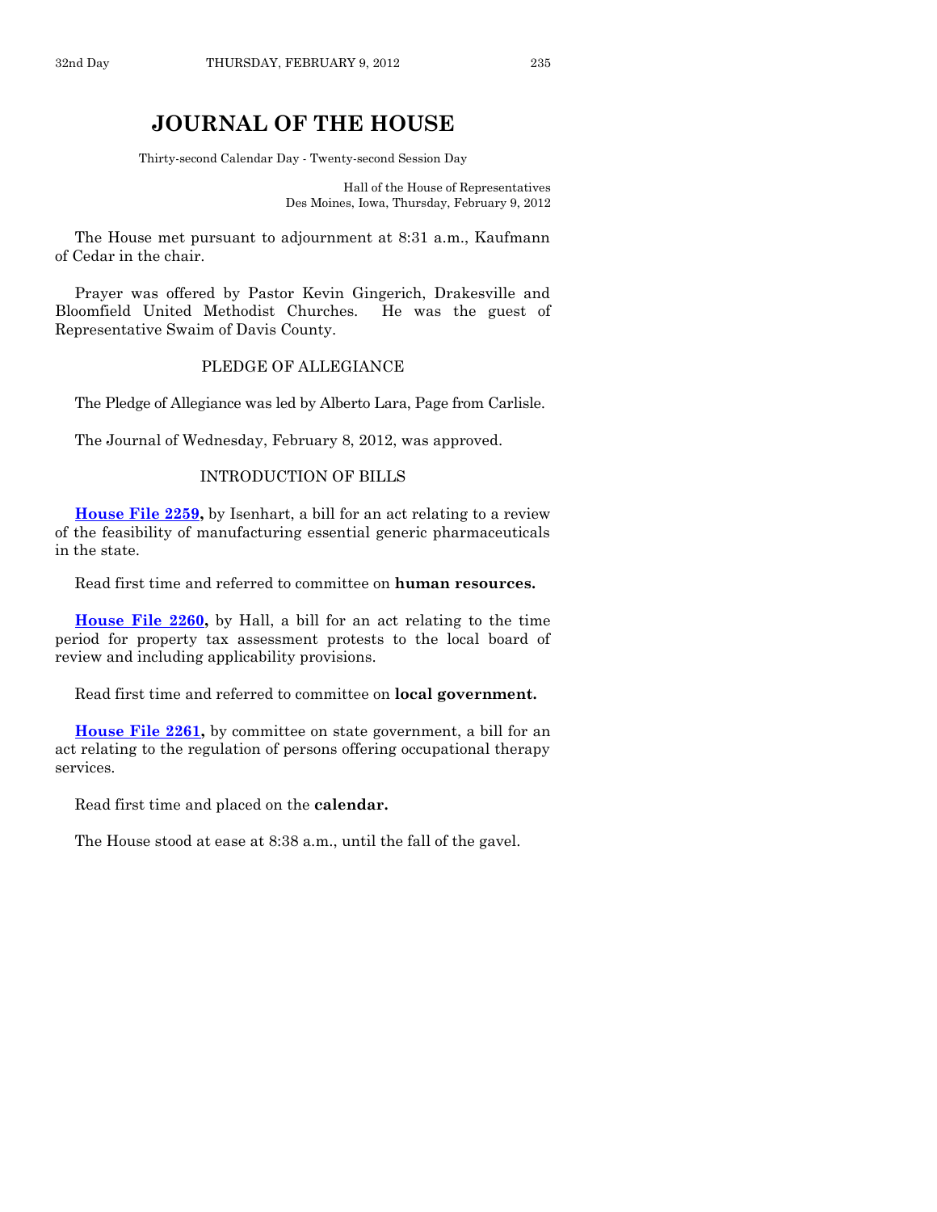# JOURNAL OF THE HOUSE

Thirty-second Calendar Day - Twenty-second Session Day

Hall of the House of Representatives
Des Moines, Iowa, Thursday, February 9, 2012

The House met pursuant to adjournment at 8:31 a.m., Kaufmann of Cedar in the chair.

Prayer was offered by Pastor Kevin Gingerich, Drakesville and Bloomfield United Methodist Churches. He was the guest of Representative Swaim of Davis County.

## PLEDGE OF ALLEGIANCE

The Pledge of Allegiance was led by Alberto Lara, Page from Carlisle.

The Journal of Wednesday, February 8, 2012, was approved.

## INTRODUCTION OF BILLS

**House File 2259,** by Isenhart, a bill for an act relating to a review of the feasibility of manufacturing essential generic pharmaceuticals in the state.

Read first time and referred to committee on **human resources.**

**House File 2260,** by Hall, a bill for an act relating to the time period for property tax assessment protests to the local board of review and including applicability provisions.

Read first time and referred to committee on **local government.**

**House File 2261,** by committee on state government, a bill for an act relating to the regulation of persons offering occupational therapy services.

Read first time and placed on the **calendar.**

The House stood at ease at 8:38 a.m., until the fall of the gavel.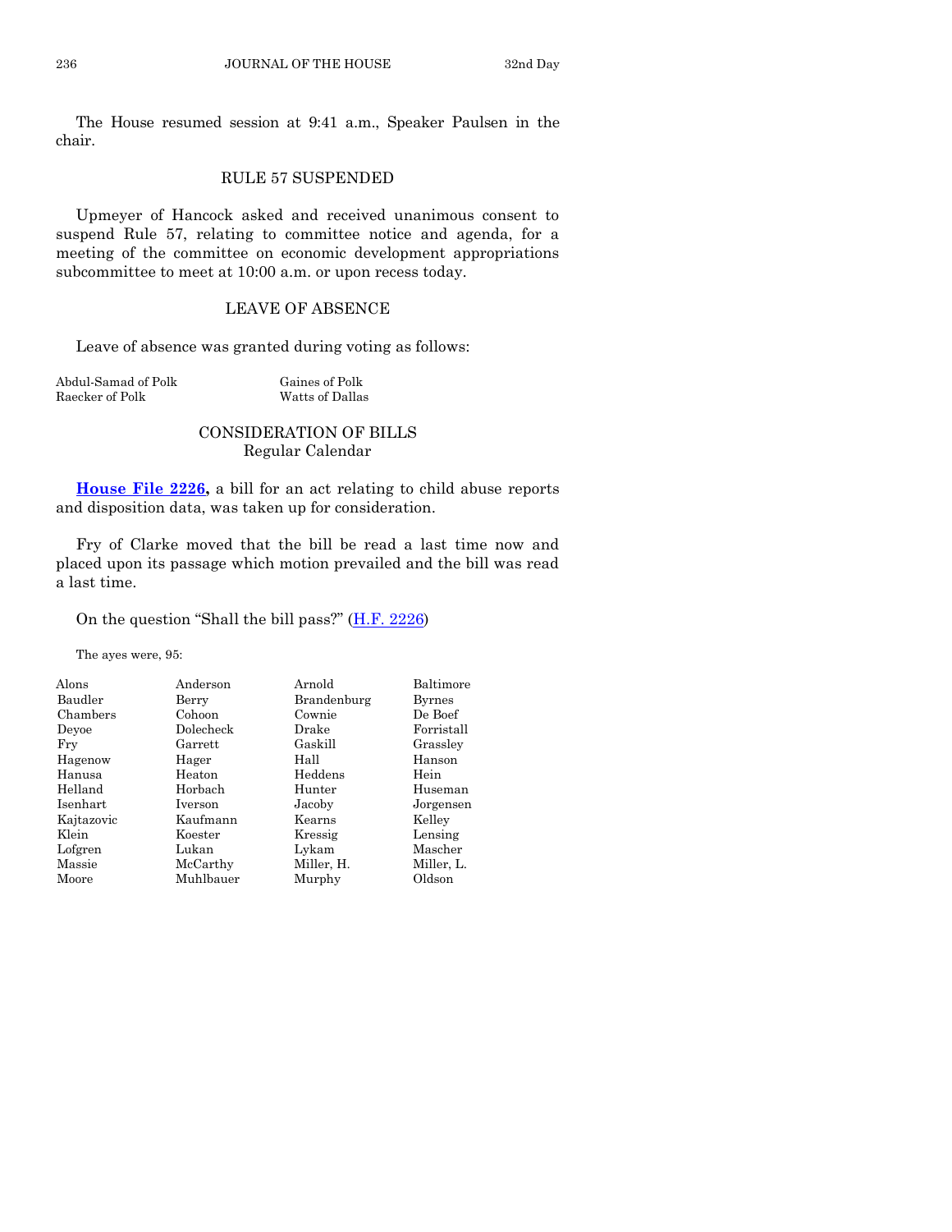The House resumed session at 9:41 a.m., Speaker Paulsen in the chair.

## RULE 57 SUSPENDED

Upmeyer of Hancock asked and received unanimous consent to suspend Rule 57, relating to committee notice and agenda, for a meeting of the committee on economic development appropriations subcommittee to meet at 10:00 a.m. or upon recess today.

## LEAVE OF ABSENCE

Leave of absence was granted during voting as follows:

| | |
|---|---|
| Abdul-Samad of Polk | Gaines of Polk |
| Raecker of Polk | Watts of Dallas |

## CONSIDERATION OF BILLS
### Regular Calendar

**House File 2226,** a bill for an act relating to child abuse reports and disposition data, was taken up for consideration.

Fry of Clarke moved that the bill be read a last time now and placed upon its passage which motion prevailed and the bill was read a last time.

On the question "Shall the bill pass?" (H.F. 2226)

The ayes were, 95:

| | | | |
|---|---|---|---|
| Alons | Anderson | Arnold | Baltimore |
| Baudler | Berry | Brandenburg | Byrnes |
| Chambers | Cohoon | Cownie | De Boef |
| Deyoe | Dolecheck | Drake | Forristall |
| Fry | Garrett | Gaskill | Grassley |
| Hagenow | Hager | Hall | Hanson |
| Hanusa | Heaton | Heddens | Hein |
| Helland | Horbach | Hunter | Huseman |
| Isenhart | Iverson | Jacoby | Jorgensen |
| Kajtazovic | Kaufmann | Kearns | Kelley |
| Klein | Koester | Kressig | Lensing |
| Lofgren | Lukan | Lykam | Mascher |
| Massie | McCarthy | Miller, H. | Miller, L. |
| Moore | Muhlbauer | Murphy | Oldson |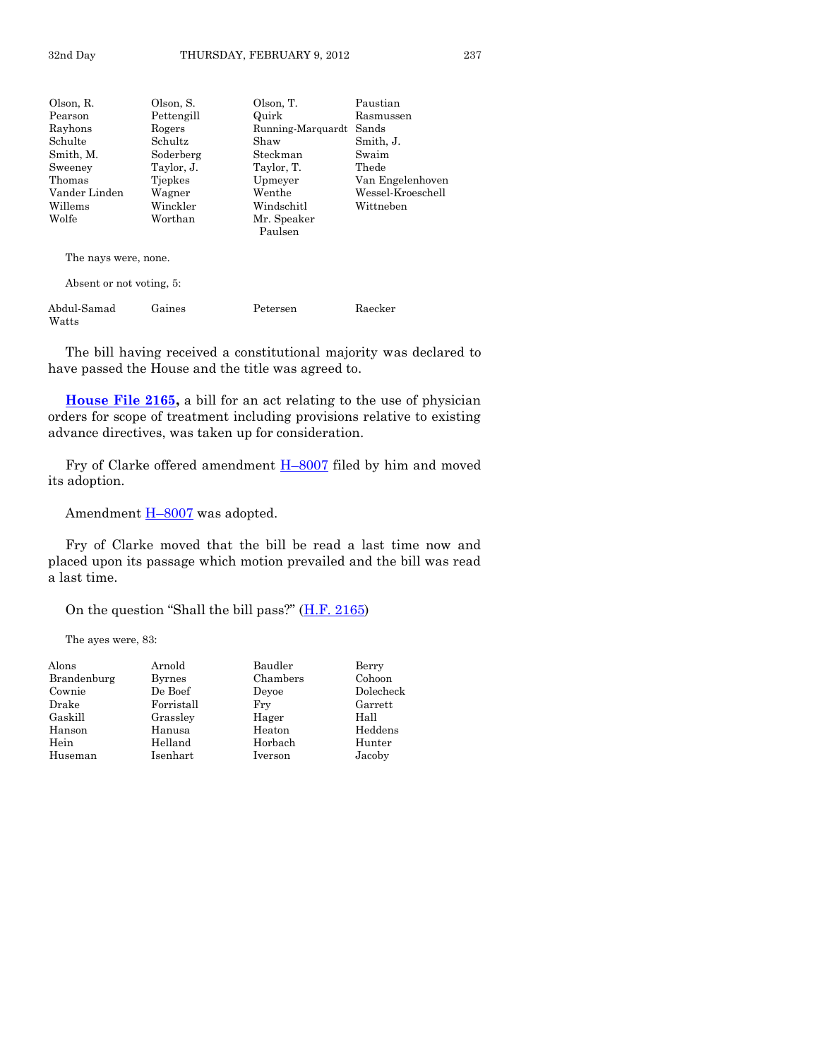| | | | |
|---|---|---|---|
| Olson, R. | Olson, S. | Olson, T. | Paustian |
| Pearson | Pettengill | Quirk | Rasmussen |
| Rayhons | Rogers | Running-Marquardt | Sands |
| Schulte | Schultz | Shaw | Smith, J. |
| Smith, M. | Soderberg | Steckman | Swaim |
| Sweeney | Taylor, J. | Taylor, T. | Thede |
| Thomas | Tjepkes | Upmeyer | Van Engelenhoven |
| Vander Linden | Wagner | Wenthe | Wessel-Kroeschell |
| Willems | Winckler | Windschitl | Wittneben |
| Wolfe | Worthan | Mr. Speaker Paulsen | |

The nays were, none.

Absent or not voting, 5:

| | | | |
|---|---|---|---|
| Abdul-Samad | Gaines | Petersen | Raecker |
| Watts | | | |

The bill having received a constitutional majority was declared to have passed the House and the title was agreed to.

**House File 2165,** a bill for an act relating to the use of physician orders for scope of treatment including provisions relative to existing advance directives, was taken up for consideration.

Fry of Clarke offered amendment H–8007 filed by him and moved its adoption.

Amendment H–8007 was adopted.

Fry of Clarke moved that the bill be read a last time now and placed upon its passage which motion prevailed and the bill was read a last time.

On the question "Shall the bill pass?" (H.F. 2165)

The ayes were, 83:

| | | | |
|---|---|---|---|
| Alons | Arnold | Baudler | Berry |
| Brandenburg | Byrnes | Chambers | Cohoon |
| Cownie | De Boef | Deyoe | Dolecheck |
| Drake | Forristall | Fry | Garrett |
| Gaskill | Grassley | Hager | Hall |
| Hanson | Hanusa | Heaton | Heddens |
| Hein | Helland | Horbach | Hunter |
| Huseman | Isenhart | Iverson | Jacoby |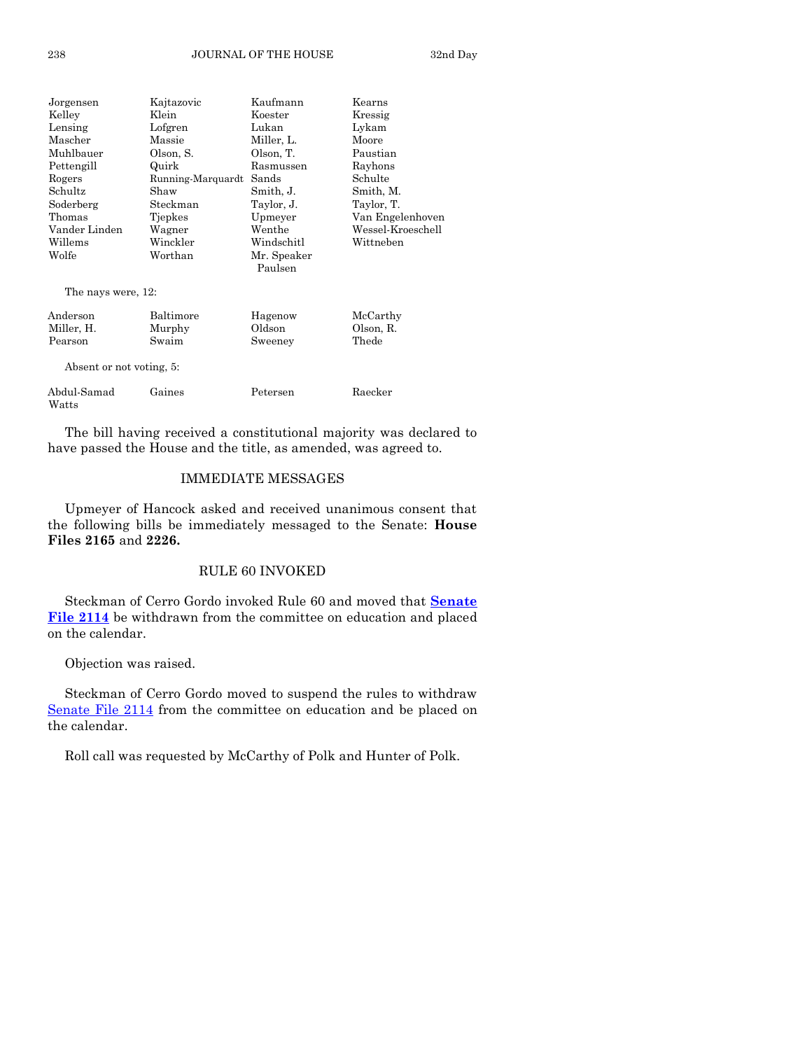| | | | |
|---|---|---|---|
| Jorgensen | Kajtazovic | Kaufmann | Kearns |
| Kelley | Klein | Koester | Kressig |
| Lensing | Lofgren | Lukan | Lykam |
| Mascher | Massie | Miller, L. | Moore |
| Muhlbauer | Olson, S. | Olson, T. | Paustian |
| Pettengill | Quirk | Rasmussen | Rayhons |
| Rogers | Running-Marquardt | Sands | Schulte |
| Schultz | Shaw | Smith, J. | Smith, M. |
| Soderberg | Steckman | Taylor, J. | Taylor, T. |
| Thomas | Tjepkes | Upmeyer | Van Engelenhoven |
| Vander Linden | Wagner | Wenthe | Wessel-Kroeschell |
| Willems | Winckler | Windschitl | Wittneben |
| Wolfe | Worthan | Mr. Speaker Paulsen | |

The nays were, 12:

| | | | |
|---|---|---|---|
| Anderson | Baltimore | Hagenow | McCarthy |
| Miller, H. | Murphy | Oldson | Olson, R. |
| Pearson | Swaim | Sweeney | Thede |

Absent or not voting, 5:

| | | | |
|---|---|---|---|
| Abdul-Samad | Gaines | Petersen | Raecker |
| Watts | | | |

The bill having received a constitutional majority was declared to have passed the House and the title, as amended, was agreed to.

## IMMEDIATE MESSAGES

Upmeyer of Hancock asked and received unanimous consent that the following bills be immediately messaged to the Senate: **House Files 2165** and **2226.**

## RULE 60 INVOKED

Steckman of Cerro Gordo invoked Rule 60 and moved that **Senate File 2114** be withdrawn from the committee on education and placed on the calendar.

Objection was raised.

Steckman of Cerro Gordo moved to suspend the rules to withdraw Senate File 2114 from the committee on education and be placed on the calendar.

Roll call was requested by McCarthy of Polk and Hunter of Polk.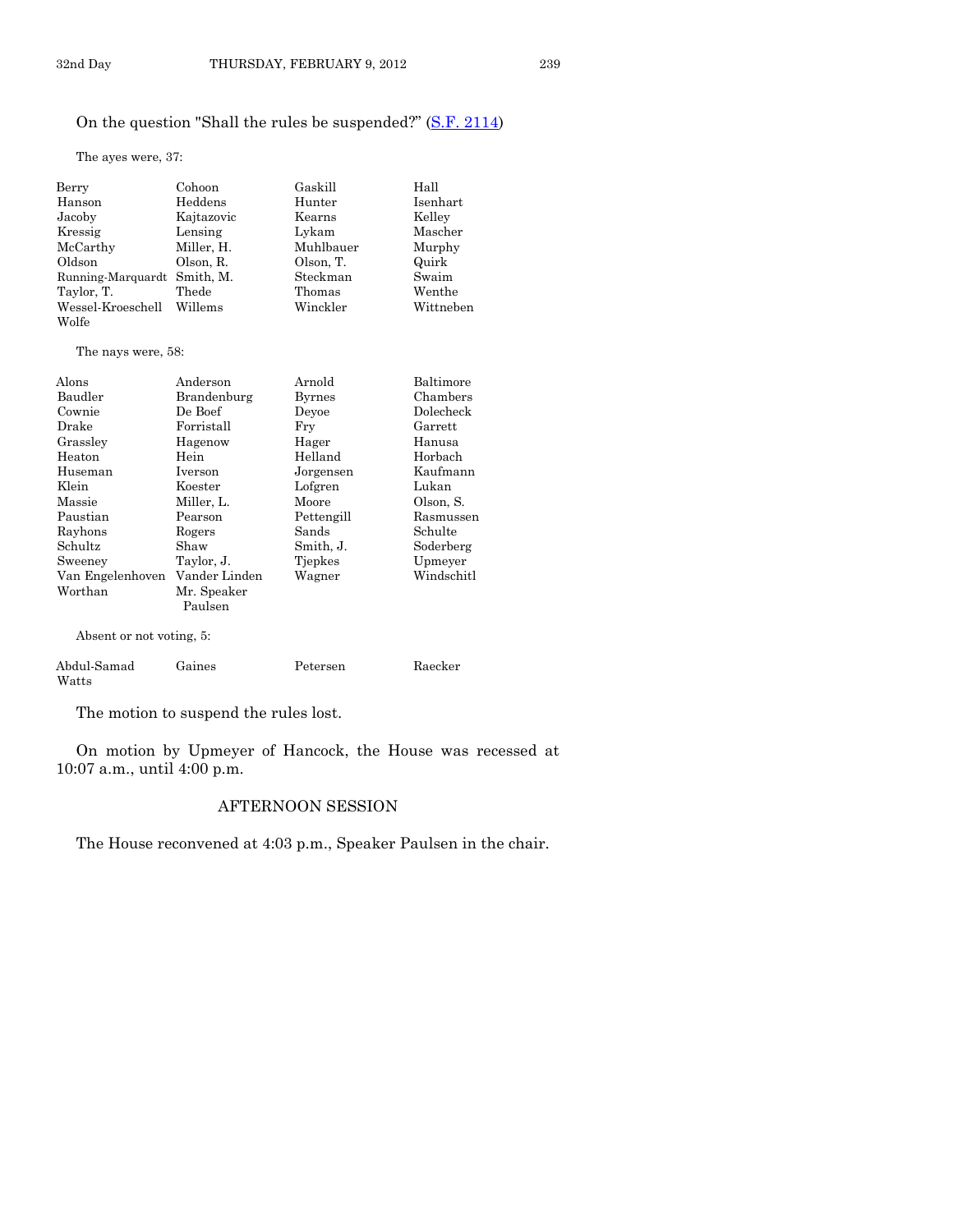On the question "Shall the rules be suspended?" (S.F. 2114)

The ayes were, 37:

| | | | |
|---|---|---|---|
| Berry | Cohoon | Gaskill | Hall |
| Hanson | Heddens | Hunter | Isenhart |
| Jacoby | Kajtazovic | Kearns | Kelley |
| Kressig | Lensing | Lykam | Mascher |
| McCarthy | Miller, H. | Muhlbauer | Murphy |
| Oldson | Olson, R. | Olson, T. | Quirk |
| Running-Marquardt | Smith, M. | Steckman | Swaim |
| Taylor, T. | Thede | Thomas | Wenthe |
| Wessel-Kroeschell | Willems | Winckler | Wittneben |
| Wolfe | | | |

The nays were, 58:

| | | | |
|---|---|---|---|
| Alons | Anderson | Arnold | Baltimore |
| Baudler | Brandenburg | Byrnes | Chambers |
| Cownie | De Boef | Deyoe | Dolecheck |
| Drake | Forristall | Fry | Garrett |
| Grassley | Hagenow | Hager | Hanusa |
| Heaton | Hein | Helland | Horbach |
| Huseman | Iverson | Jorgensen | Kaufmann |
| Klein | Koester | Lofgren | Lukan |
| Massie | Miller, L. | Moore | Olson, S. |
| Paustian | Pearson | Pettengill | Rasmussen |
| Rayhons | Rogers | Sands | Schulte |
| Schultz | Shaw | Smith, J. | Soderberg |
| Sweeney | Taylor, J. | Tjepkes | Upmeyer |
| Van Engelenhoven | Vander Linden | Wagner | Windschitl |
| Worthan | Mr. Speaker Paulsen | | |

Absent or not voting, 5:

| | | | |
|---|---|---|---|
| Abdul-Samad | Gaines | Petersen | Raecker |
| Watts | | | |

The motion to suspend the rules lost.

On motion by Upmeyer of Hancock, the House was recessed at 10:07 a.m., until 4:00 p.m.

## AFTERNOON SESSION

The House reconvened at 4:03 p.m., Speaker Paulsen in the chair.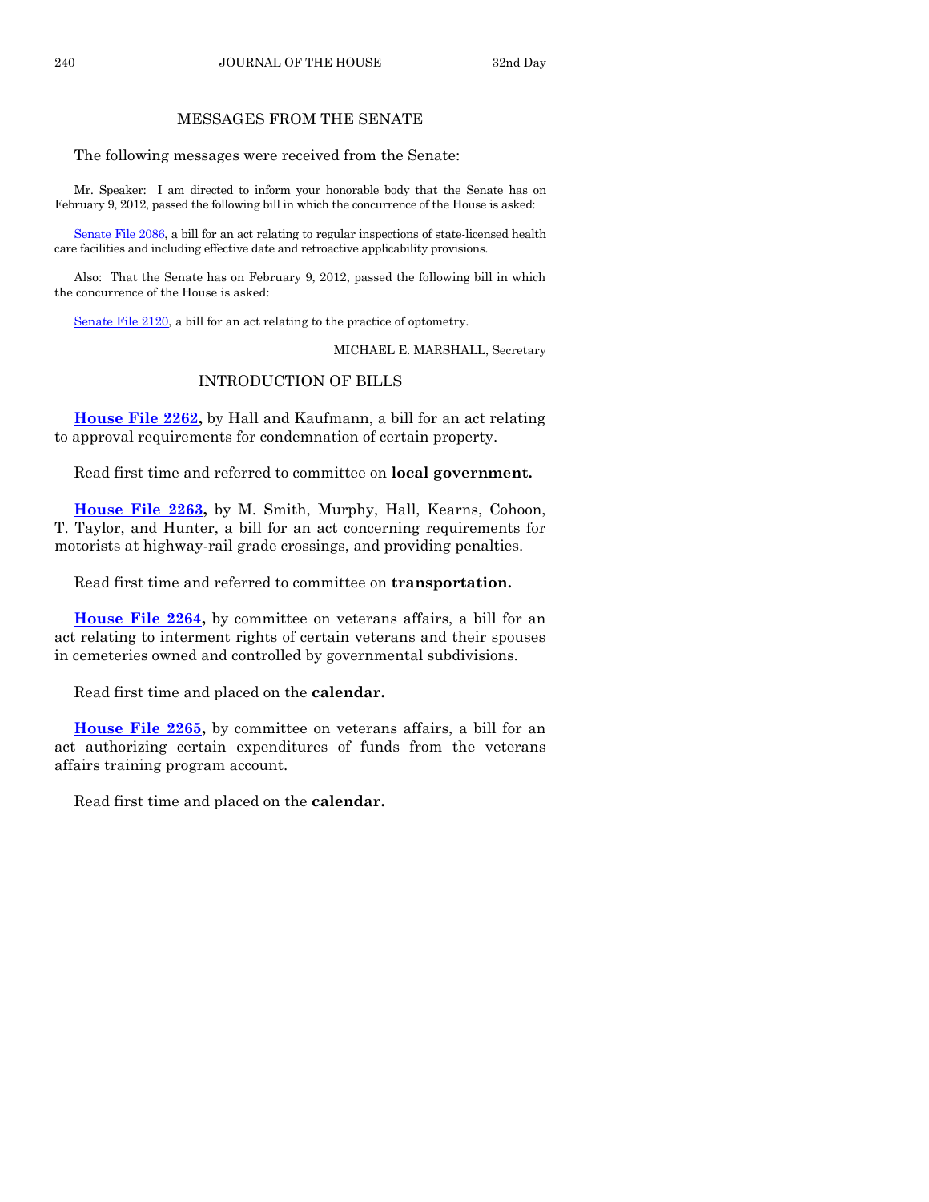## MESSAGES FROM THE SENATE

The following messages were received from the Senate:

Mr. Speaker: I am directed to inform your honorable body that the Senate has on February 9, 2012, passed the following bill in which the concurrence of the House is asked:

Senate File 2086, a bill for an act relating to regular inspections of state-licensed health care facilities and including effective date and retroactive applicability provisions.

Also: That the Senate has on February 9, 2012, passed the following bill in which the concurrence of the House is asked:

Senate File 2120, a bill for an act relating to the practice of optometry.

MICHAEL E. MARSHALL, Secretary

## INTRODUCTION OF BILLS

**House File 2262,** by Hall and Kaufmann, a bill for an act relating to approval requirements for condemnation of certain property.

Read first time and referred to committee on **local government.**

**House File 2263,** by M. Smith, Murphy, Hall, Kearns, Cohoon, T. Taylor, and Hunter, a bill for an act concerning requirements for motorists at highway-rail grade crossings, and providing penalties.

Read first time and referred to committee on **transportation.**

**House File 2264,** by committee on veterans affairs, a bill for an act relating to interment rights of certain veterans and their spouses in cemeteries owned and controlled by governmental subdivisions.

Read first time and placed on the **calendar.**

**House File 2265,** by committee on veterans affairs, a bill for an act authorizing certain expenditures of funds from the veterans affairs training program account.

Read first time and placed on the **calendar.**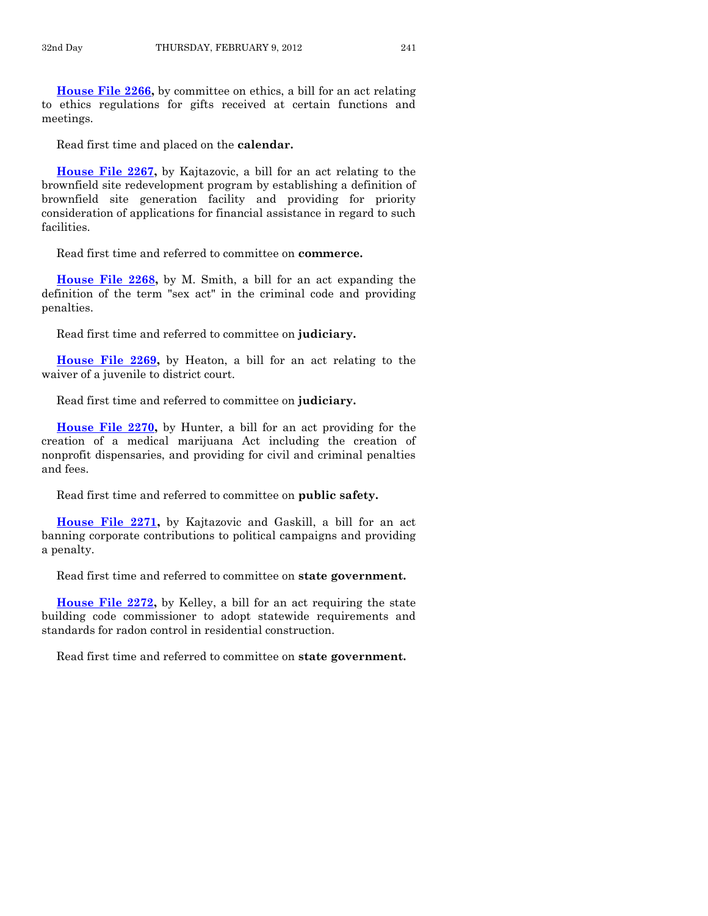**House File 2266,** by committee on ethics, a bill for an act relating to ethics regulations for gifts received at certain functions and meetings.

Read first time and placed on the **calendar.**

**House File 2267,** by Kajtazovic, a bill for an act relating to the brownfield site redevelopment program by establishing a definition of brownfield site generation facility and providing for priority consideration of applications for financial assistance in regard to such facilities.

Read first time and referred to committee on **commerce.**

**House File 2268,** by M. Smith, a bill for an act expanding the definition of the term "sex act" in the criminal code and providing penalties.

Read first time and referred to committee on **judiciary.**

**House File 2269,** by Heaton, a bill for an act relating to the waiver of a juvenile to district court.

Read first time and referred to committee on **judiciary.**

**House File 2270,** by Hunter, a bill for an act providing for the creation of a medical marijuana Act including the creation of nonprofit dispensaries, and providing for civil and criminal penalties and fees.

Read first time and referred to committee on **public safety.**

**House File 2271,** by Kajtazovic and Gaskill, a bill for an act banning corporate contributions to political campaigns and providing a penalty.

Read first time and referred to committee on **state government.**

**House File 2272,** by Kelley, a bill for an act requiring the state building code commissioner to adopt statewide requirements and standards for radon control in residential construction.

Read first time and referred to committee on **state government.**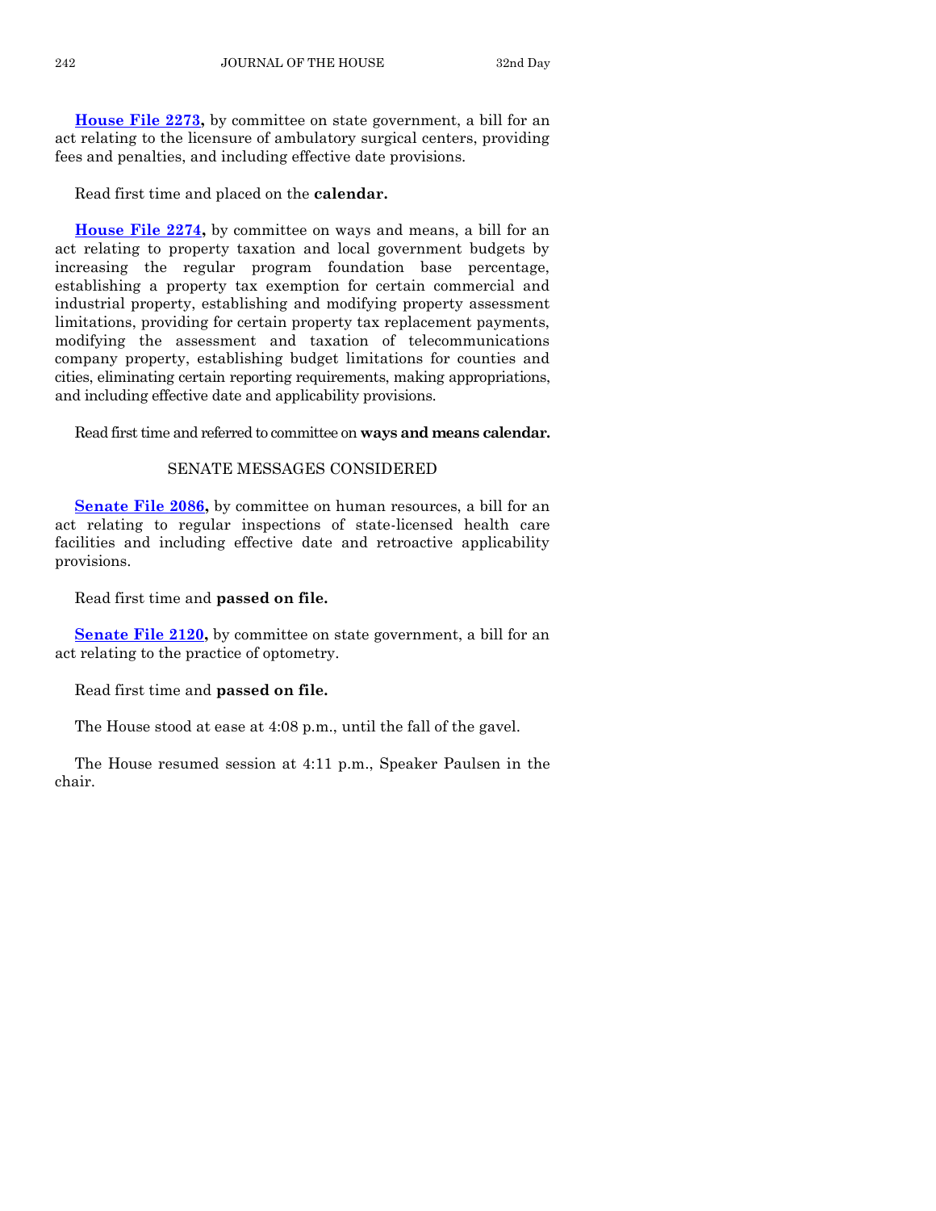**House File 2273,** by committee on state government, a bill for an act relating to the licensure of ambulatory surgical centers, providing fees and penalties, and including effective date provisions.

Read first time and placed on the **calendar.**

**House File 2274,** by committee on ways and means, a bill for an act relating to property taxation and local government budgets by increasing the regular program foundation base percentage, establishing a property tax exemption for certain commercial and industrial property, establishing and modifying property assessment limitations, providing for certain property tax replacement payments, modifying the assessment and taxation of telecommunications company property, establishing budget limitations for counties and cities, eliminating certain reporting requirements, making appropriations, and including effective date and applicability provisions.

Read first time and referred to committee on **ways and means calendar.**

## SENATE MESSAGES CONSIDERED

**Senate File 2086,** by committee on human resources, a bill for an act relating to regular inspections of state-licensed health care facilities and including effective date and retroactive applicability provisions.

Read first time and **passed on file.**

**Senate File 2120,** by committee on state government, a bill for an act relating to the practice of optometry.

Read first time and **passed on file.**

The House stood at ease at 4:08 p.m., until the fall of the gavel.

The House resumed session at 4:11 p.m., Speaker Paulsen in the chair.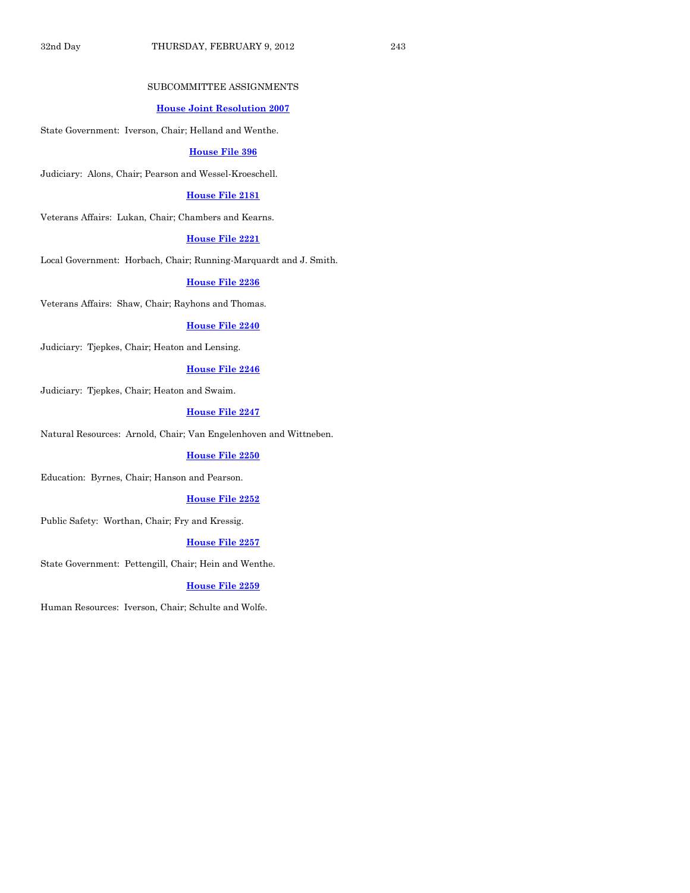## SUBCOMMITTEE ASSIGNMENTS

**House Joint Resolution 2007**

State Government: Iverson, Chair; Helland and Wenthe.

**House File 396**

Judiciary: Alons, Chair; Pearson and Wessel-Kroeschell.

**House File 2181**

Veterans Affairs: Lukan, Chair; Chambers and Kearns.

**House File 2221**

Local Government: Horbach, Chair; Running-Marquardt and J. Smith.

**House File 2236**

Veterans Affairs: Shaw, Chair; Rayhons and Thomas.

**House File 2240**

Judiciary: Tjepkes, Chair; Heaton and Lensing.

**House File 2246**

Judiciary: Tjepkes, Chair; Heaton and Swaim.

**House File 2247**

Natural Resources: Arnold, Chair; Van Engelenhoven and Wittneben.

**House File 2250**

Education: Byrnes, Chair; Hanson and Pearson.

**House File 2252**

Public Safety: Worthan, Chair; Fry and Kressig.

**House File 2257**

State Government: Pettengill, Chair; Hein and Wenthe.

**House File 2259**

Human Resources: Iverson, Chair; Schulte and Wolfe.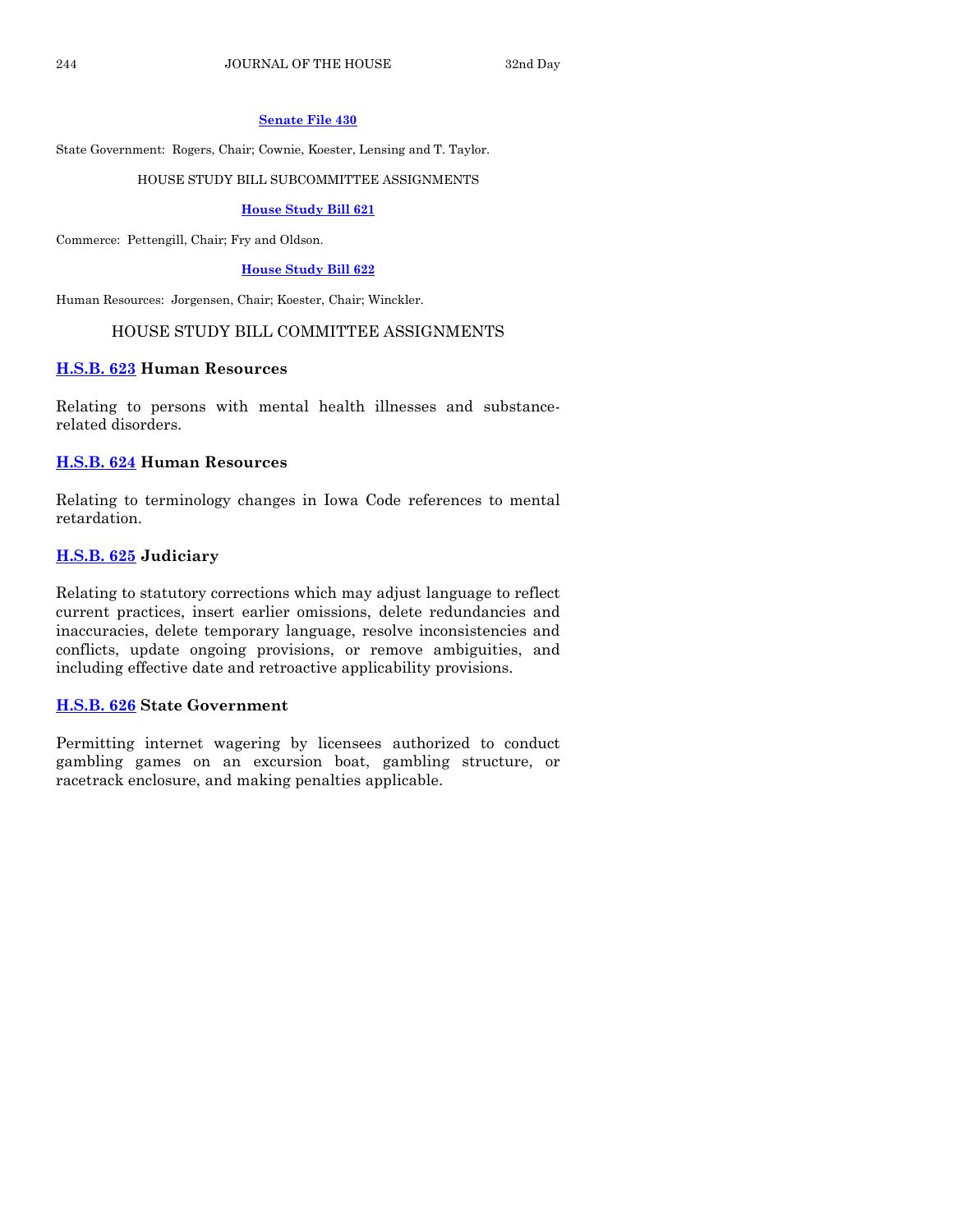**Senate File 430**

State Government: Rogers, Chair; Cownie, Koester, Lensing and T. Taylor.

HOUSE STUDY BILL SUBCOMMITTEE ASSIGNMENTS

**House Study Bill 621**

Commerce: Pettengill, Chair; Fry and Oldson.

**House Study Bill 622**

Human Resources: Jorgensen, Chair; Koester, Chair; Winckler.

## HOUSE STUDY BILL COMMITTEE ASSIGNMENTS

### H.S.B. 623 Human Resources

Relating to persons with mental health illnesses and substance-related disorders.

### H.S.B. 624 Human Resources

Relating to terminology changes in Iowa Code references to mental retardation.

### H.S.B. 625 Judiciary

Relating to statutory corrections which may adjust language to reflect current practices, insert earlier omissions, delete redundancies and inaccuracies, delete temporary language, resolve inconsistencies and conflicts, update ongoing provisions, or remove ambiguities, and including effective date and retroactive applicability provisions.

### H.S.B. 626 State Government

Permitting internet wagering by licensees authorized to conduct gambling games on an excursion boat, gambling structure, or racetrack enclosure, and making penalties applicable.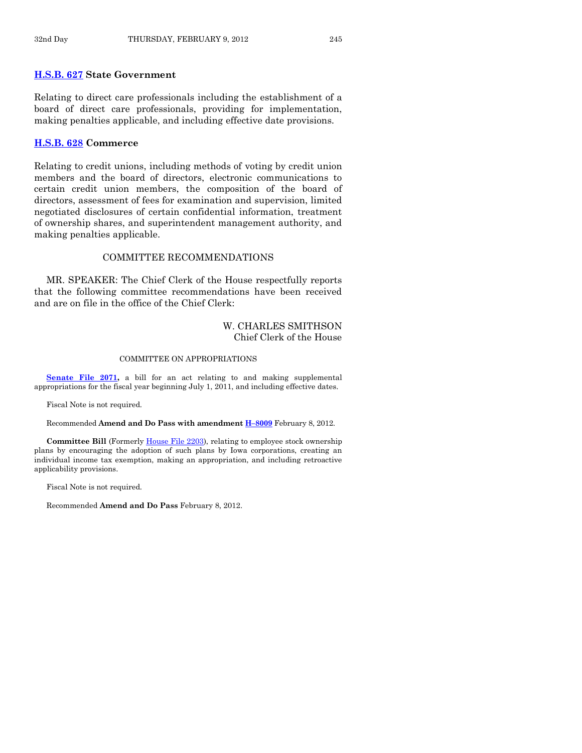### H.S.B. 627 State Government

Relating to direct care professionals including the establishment of a board of direct care professionals, providing for implementation, making penalties applicable, and including effective date provisions.

### H.S.B. 628 Commerce

Relating to credit unions, including methods of voting by credit union members and the board of directors, electronic communications to certain credit union members, the composition of the board of directors, assessment of fees for examination and supervision, limited negotiated disclosures of certain confidential information, treatment of ownership shares, and superintendent management authority, and making penalties applicable.

## COMMITTEE RECOMMENDATIONS

MR. SPEAKER: The Chief Clerk of the House respectfully reports that the following committee recommendations have been received and are on file in the office of the Chief Clerk:

W. CHARLES SMITHSON
Chief Clerk of the House

COMMITTEE ON APPROPRIATIONS

**Senate File 2071,** a bill for an act relating to and making supplemental appropriations for the fiscal year beginning July 1, 2011, and including effective dates.

Fiscal Note is not required.

Recommended **Amend and Do Pass with amendment H–8009** February 8, 2012.

**Committee Bill** (Formerly House File 2203), relating to employee stock ownership plans by encouraging the adoption of such plans by Iowa corporations, creating an individual income tax exemption, making an appropriation, and including retroactive applicability provisions.

Fiscal Note is not required.

Recommended **Amend and Do Pass** February 8, 2012.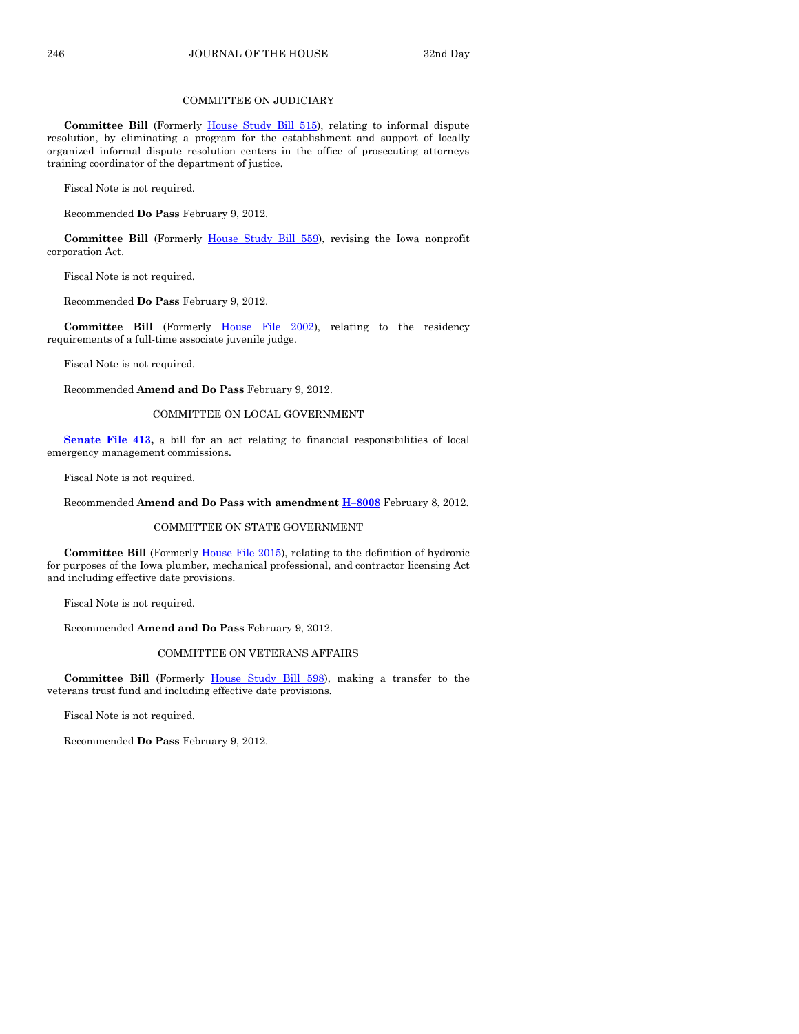## COMMITTEE ON JUDICIARY

**Committee Bill** (Formerly House Study Bill 515), relating to informal dispute resolution, by eliminating a program for the establishment and support of locally organized informal dispute resolution centers in the office of prosecuting attorneys training coordinator of the department of justice.

Fiscal Note is not required.

Recommended **Do Pass** February 9, 2012.

**Committee Bill** (Formerly House Study Bill 559), revising the Iowa nonprofit corporation Act.

Fiscal Note is not required.

Recommended **Do Pass** February 9, 2012.

**Committee Bill** (Formerly House File 2002), relating to the residency requirements of a full-time associate juvenile judge.

Fiscal Note is not required.

Recommended **Amend and Do Pass** February 9, 2012.

## COMMITTEE ON LOCAL GOVERNMENT

**Senate File 413,** a bill for an act relating to financial responsibilities of local emergency management commissions.

Fiscal Note is not required.

Recommended **Amend and Do Pass with amendment H–8008** February 8, 2012.

## COMMITTEE ON STATE GOVERNMENT

**Committee Bill** (Formerly House File 2015), relating to the definition of hydronic for purposes of the Iowa plumber, mechanical professional, and contractor licensing Act and including effective date provisions.

Fiscal Note is not required.

Recommended **Amend and Do Pass** February 9, 2012.

## COMMITTEE ON VETERANS AFFAIRS

**Committee Bill** (Formerly House Study Bill 598), making a transfer to the veterans trust fund and including effective date provisions.

Fiscal Note is not required.

Recommended **Do Pass** February 9, 2012.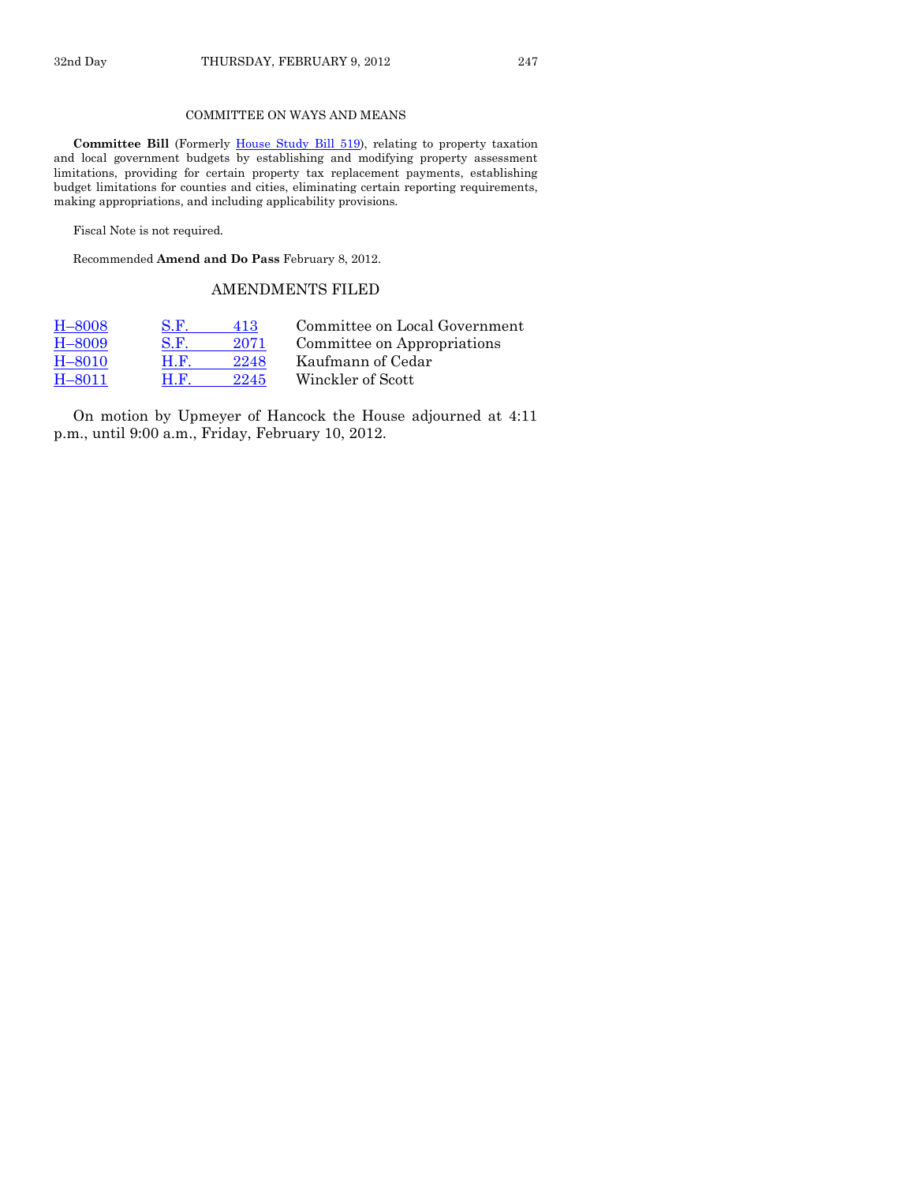COMMITTEE ON WAYS AND MEANS

**Committee Bill** (Formerly House Study Bill 519), relating to property taxation and local government budgets by establishing and modifying property assessment limitations, providing for certain property tax replacement payments, establishing budget limitations for counties and cities, eliminating certain reporting requirements, making appropriations, and including applicability provisions.

Fiscal Note is not required.

Recommended **Amend and Do Pass** February 8, 2012.

## AMENDMENTS FILED

| | | |
|---|---|---|
| H–8008 | S.F. 413 | Committee on Local Government |
| H–8009 | S.F. 2071 | Committee on Appropriations |
| H–8010 | H.F. 2248 | Kaufmann of Cedar |
| H–8011 | H.F. 2245 | Winckler of Scott |

On motion by Upmeyer of Hancock the House adjourned at 4:11 p.m., until 9:00 a.m., Friday, February 10, 2012.